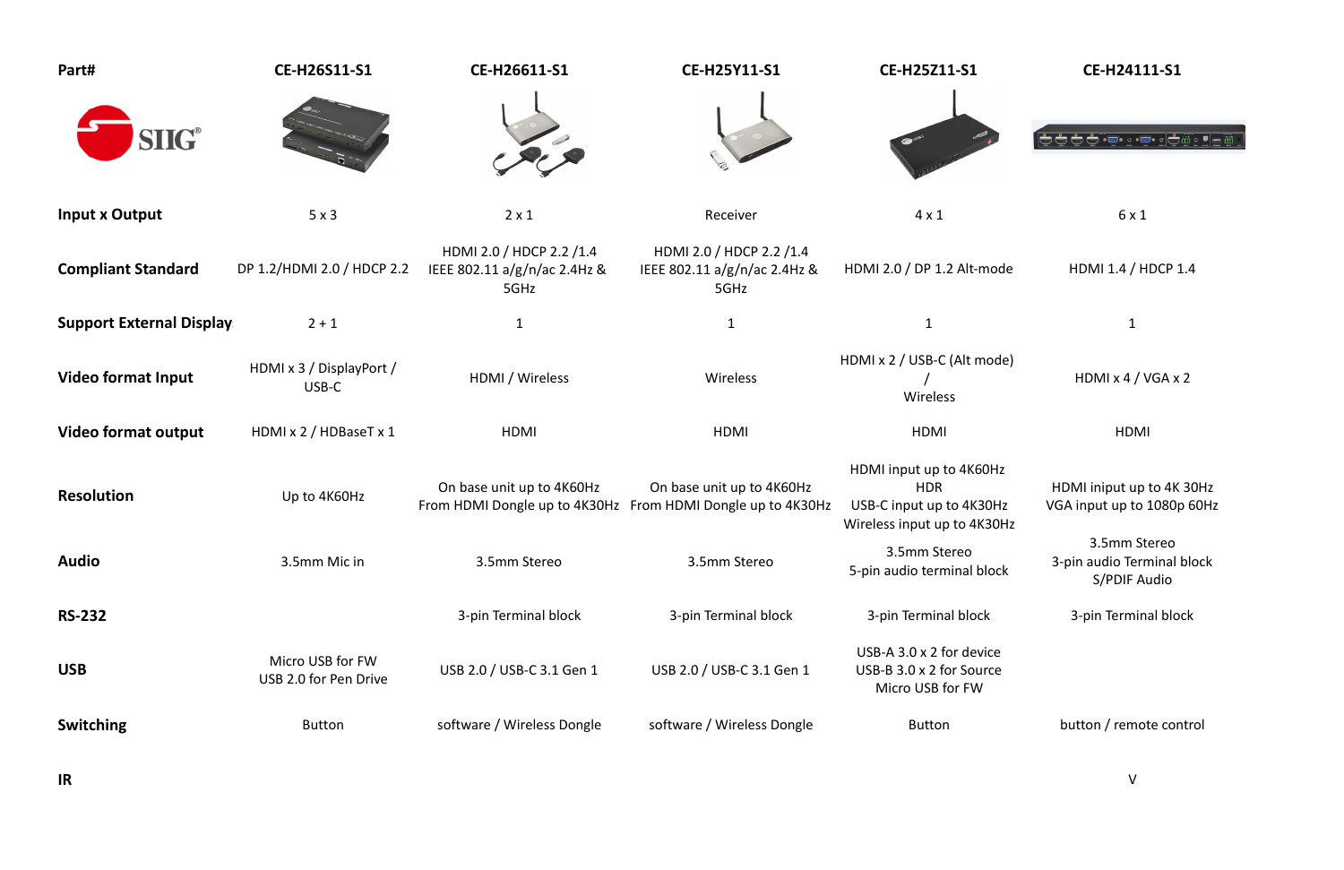| Part# | CE-H26S11-S1 | CE-H26611-S1 | CE-H25Y11-S1 | CE-H25Z11-S1 | CE-H24111-S1 |
|---|---|---|---|---|---|
| Input x Output | 5 x 3 | 2 x 1 | Receiver | 4 x 1 | 6 x 1 |
| Compliant Standard | DP 1.2/HDMI 2.0 / HDCP 2.2 | HDMI 2.0 / HDCP 2.2 /1.4 IEEE 802.11 a/g/n/ac 2.4Hz & 5GHz | HDMI 2.0 / HDCP 2.2 /1.4 IEEE 802.11 a/g/n/ac 2.4Hz & 5GHz | HDMI 2.0 / DP 1.2 Alt-mode | HDMI 1.4 / HDCP 1.4 |
| Support External Display | 2 + 1 | 1 | 1 | 1 | 1 |
| Video format Input | HDMI x 3 / DisplayPort / USB-C | HDMI / Wireless | Wireless | HDMI x 2 / USB-C (Alt mode) / Wireless | HDMI x 4 / VGA x 2 |
| Video format output | HDMI x 2 / HDBaseT x 1 | HDMI | HDMI | HDMI | HDMI |
| Resolution | Up to 4K60Hz | On base unit up to 4K60Hz From HDMI Dongle up to 4K30Hz | On base unit up to 4K60Hz From HDMI Dongle up to 4K30Hz | HDMI input up to 4K60Hz HDR USB-C input up to 4K30Hz Wireless input up to 4K30Hz | HDMI iniput up to 4K 30Hz VGA input up to 1080p 60Hz |
| Audio | 3.5mm Mic in | 3.5mm Stereo | 3.5mm Stereo | 3.5mm Stereo 5-pin audio terminal block | 3.5mm Stereo 3-pin audio Terminal block S/PDIF Audio |
| RS-232 | | 3-pin Terminal block | 3-pin Terminal block | 3-pin Terminal block | 3-pin Terminal block |
| USB | Micro USB for FW USB 2.0 for Pen Drive | USB 2.0 / USB-C 3.1 Gen 1 | USB 2.0 / USB-C 3.1 Gen 1 | USB-A 3.0 x 2 for device USB-B 3.0 x 2 for Source Micro USB for FW | |
| Switching | Button | software / Wireless Dongle | software / Wireless Dongle | Button | button / remote control |
| IR | | | | | V |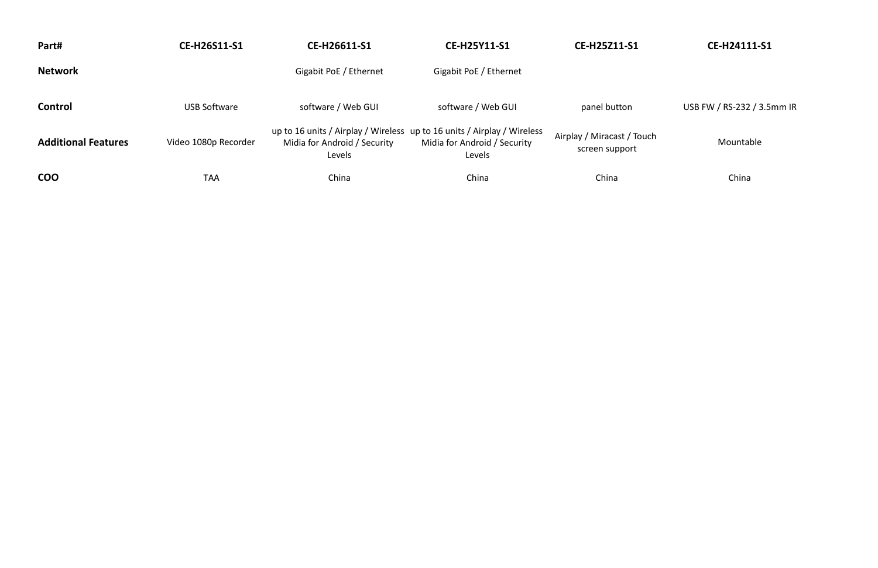| Part# | CE-H26S11-S1 | CE-H26611-S1 | CE-H25Y11-S1 | CE-H25Z11-S1 | CE-H24111-S1 |
|---|---|---|---|---|---|
| **Network** | | Gigabit PoE / Ethernet | Gigabit PoE / Ethernet | | |
| **Control** | USB Software | software / Web GUI | software / Web GUI | panel button | USB FW / RS-232 / 3.5mm IR |
| **Additional Features** | Video 1080p Recorder | up to 16 units / Airplay / Wireless Midia for Android / Security Levels | up to 16 units / Airplay / Wireless Midia for Android / Security Levels | Airplay / Miracast / Touch screen support | Mountable |
| **COO** | TAA | China | China | China | China |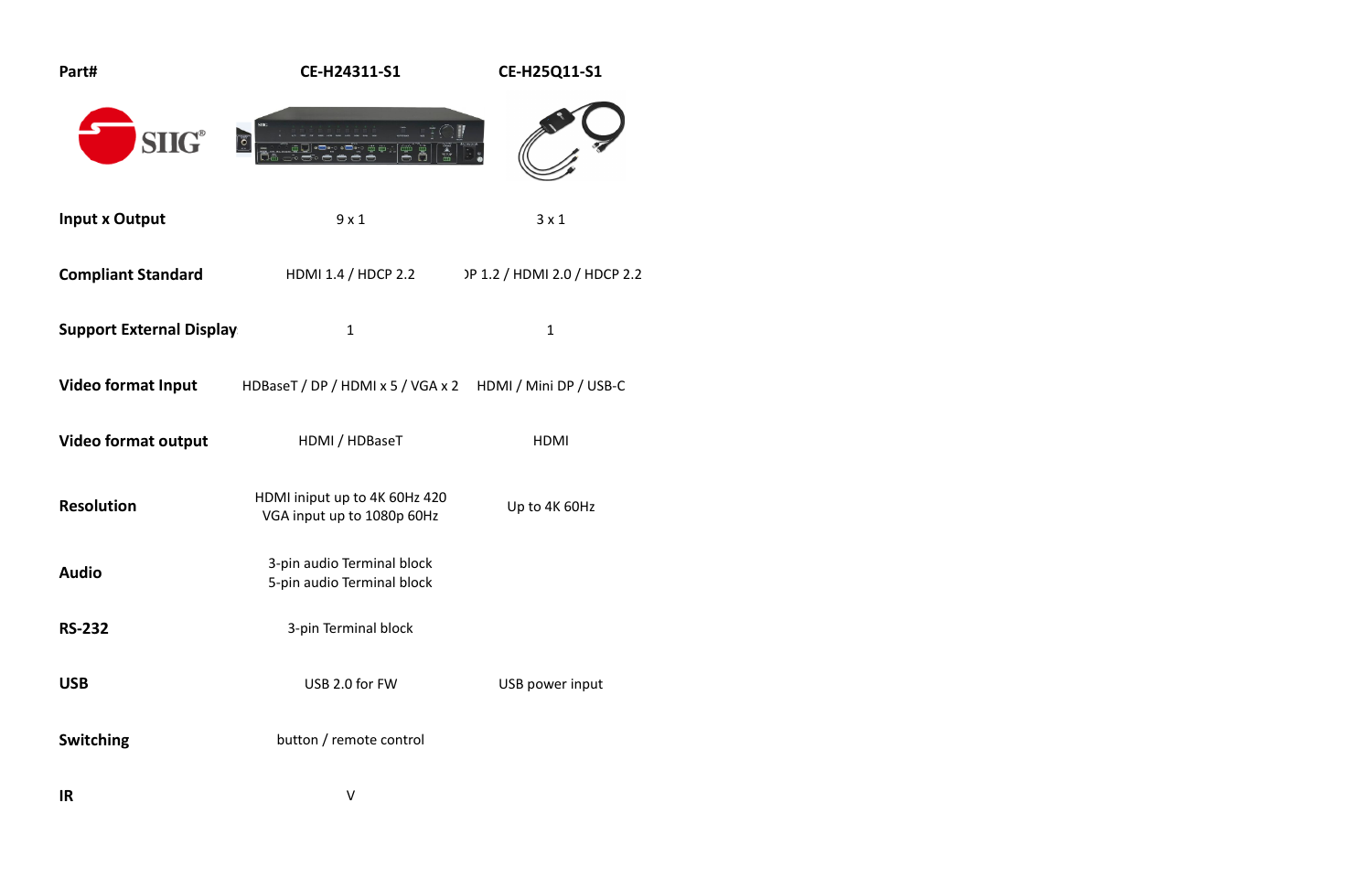| Part# | CE-H24311-S1 | CE-H25Q11-S1 |
| --- | --- | --- |
| Input x Output | 9 x 1 | 3 x 1 |
| Compliant Standard | HDMI 1.4 / HDCP 2.2 | DP 1.2 / HDMI 2.0 / HDCP 2.2 |
| Support External Display | 1 | 1 |
| Video format Input | HDBaseT / DP / HDMI x 5 / VGA x 2 | HDMI / Mini DP / USB-C |
| Video format output | HDMI / HDBaseT | HDMI |
| Resolution | HDMI iniput up to 4K 60Hz 420<br>VGA input up to 1080p 60Hz | Up to 4K 60Hz |
| Audio | 3-pin audio Terminal block<br>5-pin audio Terminal block | |
| RS-232 | 3-pin Terminal block | |
| USB | USB 2.0 for FW | USB power input |
| Switching | button / remote control | |
| IR | V | |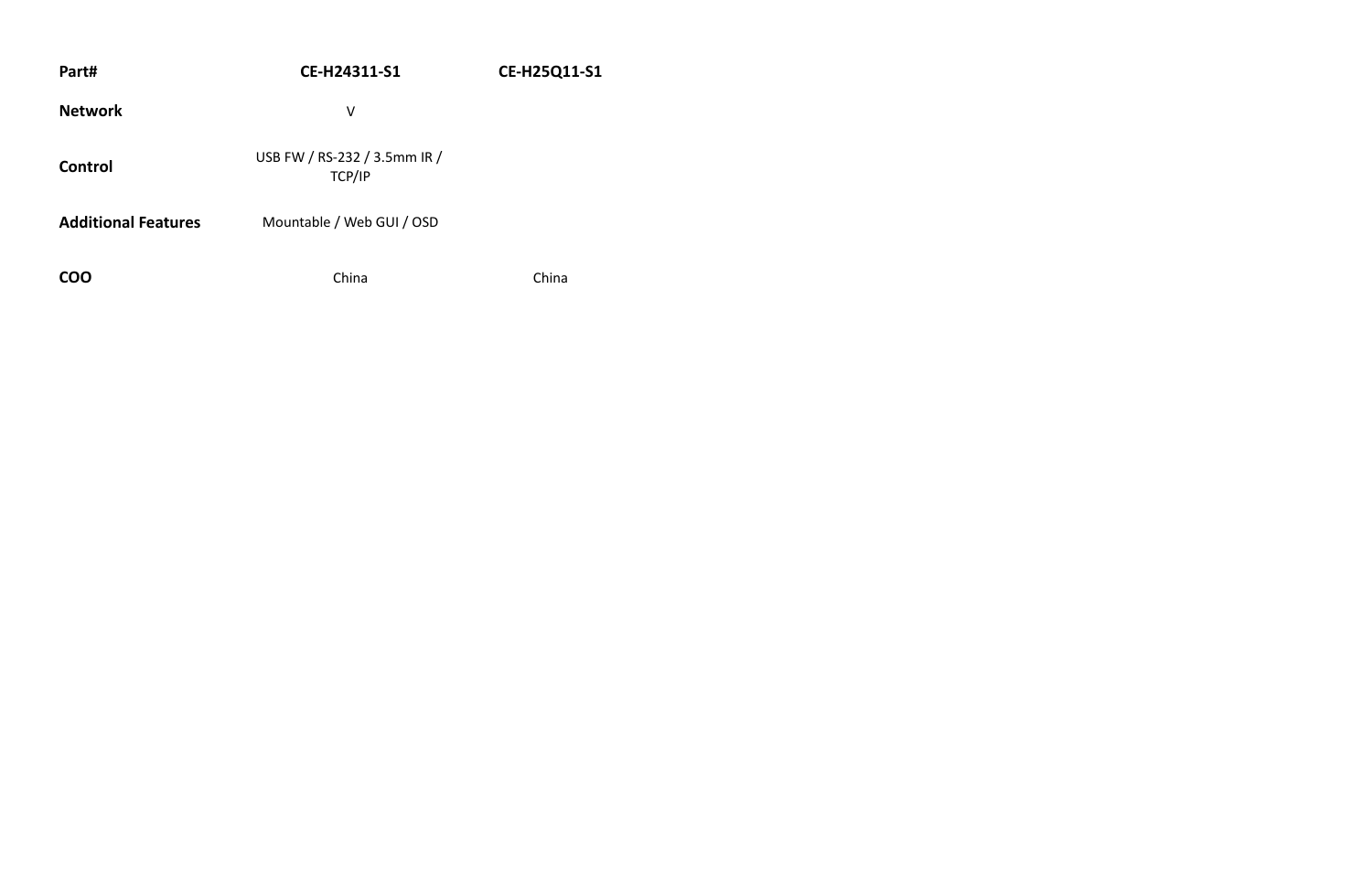| Part# | CE-H24311-S1 | CE-H25Q11-S1 |
|---|---|---|
| Network | V | |
| Control | USB FW / RS-232 / 3.5mm IR / TCP/IP | |
| Additional Features | Mountable / Web GUI / OSD | |
| COO | China | China |